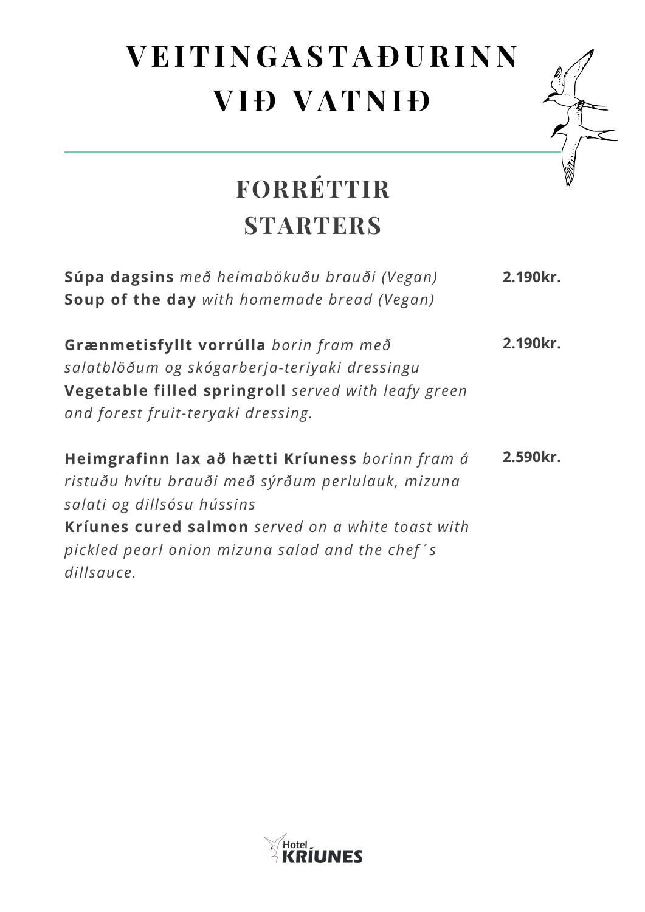# VEITINGASTAÐURINN VIÐ VATNIÐ

## FORRÉTTIR
## STARTERS

**Súpa dagsins** *með heimabökuðu brauði (Vegan)* **2.190kr.**
**Soup of the day** *with homemade bread (Vegan)*

**Grænmetisfyllt vorrúlla** *borin fram með salatblöðum og skógarberja-teriyaki dressingu* **2.190kr.**
**Vegetable filled springroll** *served with leafy green and forest fruit-teryaki dressing.*

**Heimgrafinn lax að hætti Kríuness** *borinn fram á ristuðu hvítu brauði með sýrðum perlulauk, mizuna salati og dillsósu hússins* **2.590kr.**
**Kríunes cured salmon** *served on a white toast with pickled pearl onion mizuna salad and the chef´s dillsauce.*

Hotel KRÍUNES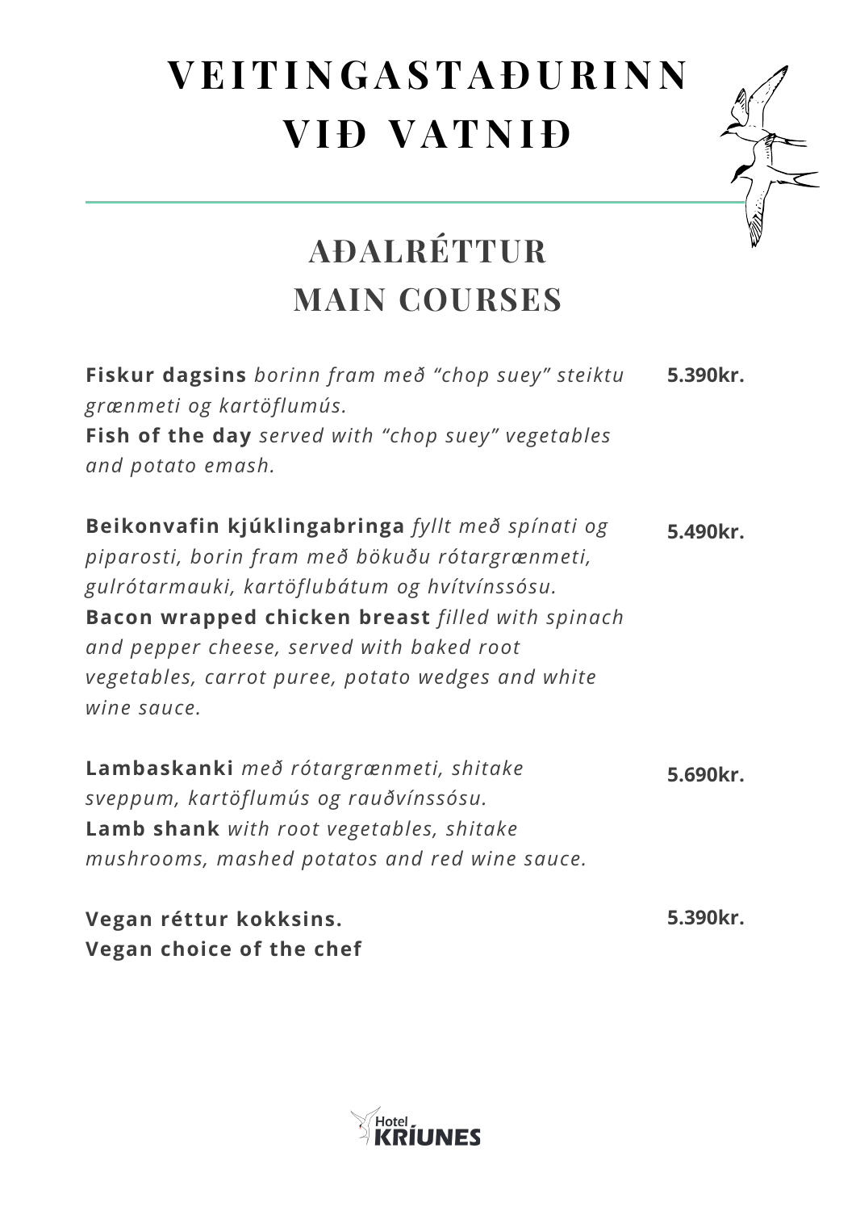# VEITINGASTAÐURINN VIÐ VATNIÐ

## AÐALRÉTTUR
## MAIN COURSES

**Fiskur dagsins** *borinn fram með "chop suey" steiktu grænmeti og kartöflumús.*
**Fish of the day** *served with "chop suey" vegetables and potato emash.* **5.390kr.**

**Beikonvafin kjúklingabringa** *fyllt með spínati og piparosti, borin fram með bökuðu rótargrænmeti, gulrótarmauki, kartöflubátum og hvítvínssósu.*
**Bacon wrapped chicken breast** *filled with spinach and pepper cheese, served with baked root vegetables, carrot puree, potato wedges and white wine sauce.* **5.490kr.**

**Lambaskanki** *með rótargrænmeti, shitake sveppum, kartöflumús og rauðvínssósu.*
**Lamb shank** *with root vegetables, shitake mushrooms, mashed potatos and red wine sauce.* **5.690kr.**

**Vegan réttur kokksins.**
**Vegan choice of the chef** **5.390kr.**

Hotel KRÍUNES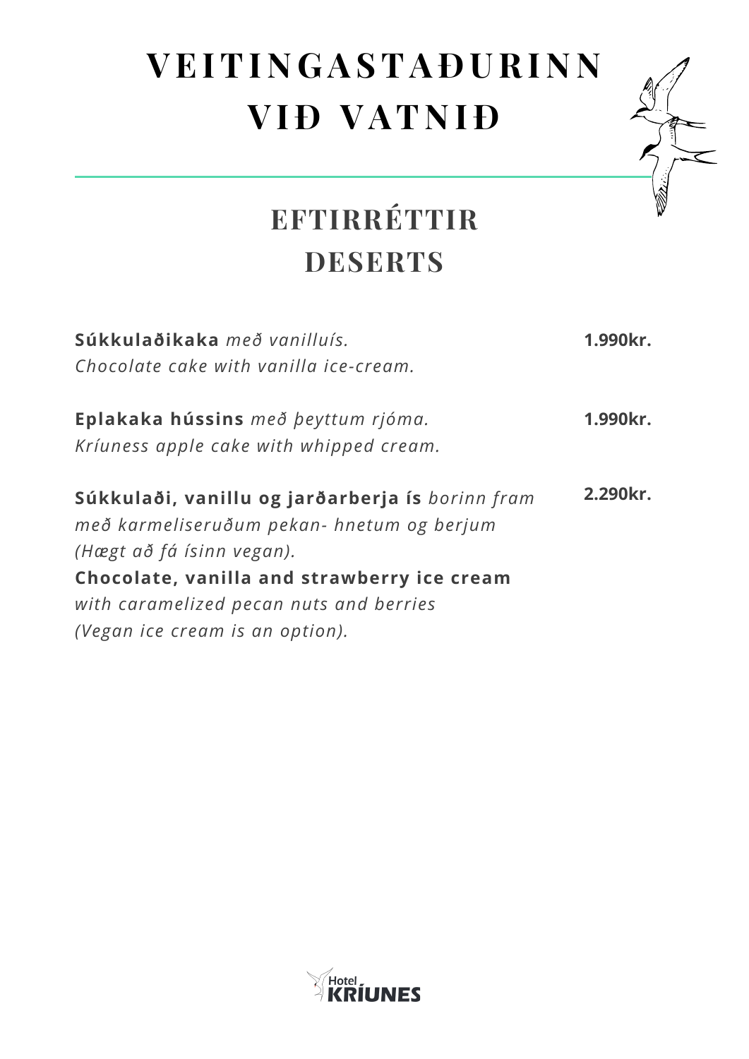# VEITINGASTAÐURINN VIÐ VATNIÐ

## EFTIRRÉTTIR
## DESERTS

**Súkkulaðikaka** *með vanilluís.*
*Chocolate cake with vanilla ice-cream.*
**1.990kr.**

**Eplakaka hússins** *með þeyttum rjóma.*
*Kríuness apple cake with whipped cream.*
**1.990kr.**

**Súkkulaði, vanillu og jarðarberja ís** *borinn fram með karmeliseruðum pekan- hnetum og berjum (Hægt að fá ísinn vegan).*
**Chocolate, vanilla and strawberry ice cream** *with caramelized pecan nuts and berries (Vegan ice cream is an option).*
**2.290kr.**

Hotel KRÍUNES